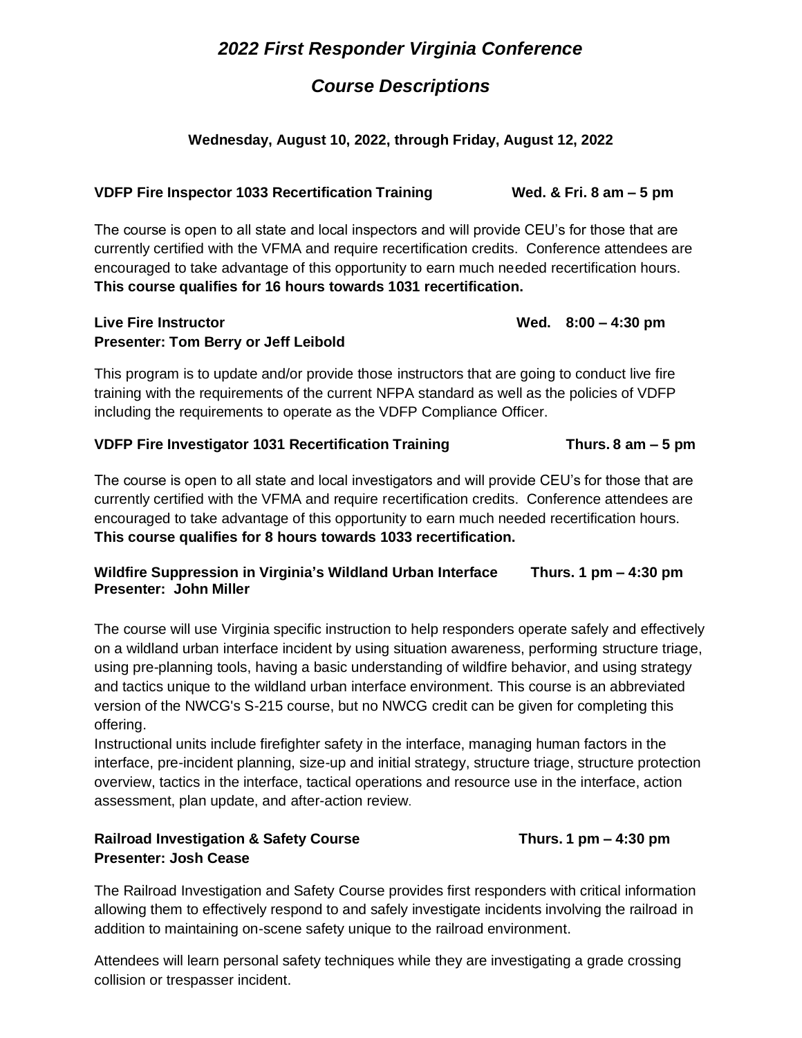# *2022 First Responder Virginia Conference*

## *Course Descriptions*

**Wednesday, August 10, 2022, through Friday, August 12, 2022**

**VDFP Fire Inspector 1033 Recertification Training** **Wed. & Fri. 8 am – 5 pm**

The course is open to all state and local inspectors and will provide CEU's for those that are currently certified with the VFMA and require recertification credits. Conference attendees are encouraged to take advantage of this opportunity to earn much needed recertification hours. **This course qualifies for 16 hours towards 1031 recertification.**

**Live Fire Instructor** **Wed. 8:00 – 4:30 pm**
**Presenter: Tom Berry or Jeff Leibold**

This program is to update and/or provide those instructors that are going to conduct live fire training with the requirements of the current NFPA standard as well as the policies of VDFP including the requirements to operate as the VDFP Compliance Officer.

**VDFP Fire Investigator 1031 Recertification Training** **Thurs. 8 am – 5 pm**

The course is open to all state and local investigators and will provide CEU's for those that are currently certified with the VFMA and require recertification credits. Conference attendees are encouraged to take advantage of this opportunity to earn much needed recertification hours. **This course qualifies for 8 hours towards 1033 recertification.**

**Wildfire Suppression in Virginia's Wildland Urban Interface** **Thurs. 1 pm – 4:30 pm**
**Presenter: John Miller**

The course will use Virginia specific instruction to help responders operate safely and effectively on a wildland urban interface incident by using situation awareness, performing structure triage, using pre-planning tools, having a basic understanding of wildfire behavior, and using strategy and tactics unique to the wildland urban interface environment. This course is an abbreviated version of the NWCG's S-215 course, but no NWCG credit can be given for completing this offering.
Instructional units include firefighter safety in the interface, managing human factors in the interface, pre-incident planning, size-up and initial strategy, structure triage, structure protection overview, tactics in the interface, tactical operations and resource use in the interface, action assessment, plan update, and after-action review.

**Railroad Investigation & Safety Course** **Thurs. 1 pm – 4:30 pm**
**Presenter: Josh Cease**

The Railroad Investigation and Safety Course provides first responders with critical information allowing them to effectively respond to and safely investigate incidents involving the railroad in addition to maintaining on-scene safety unique to the railroad environment.

Attendees will learn personal safety techniques while they are investigating a grade crossing collision or trespasser incident.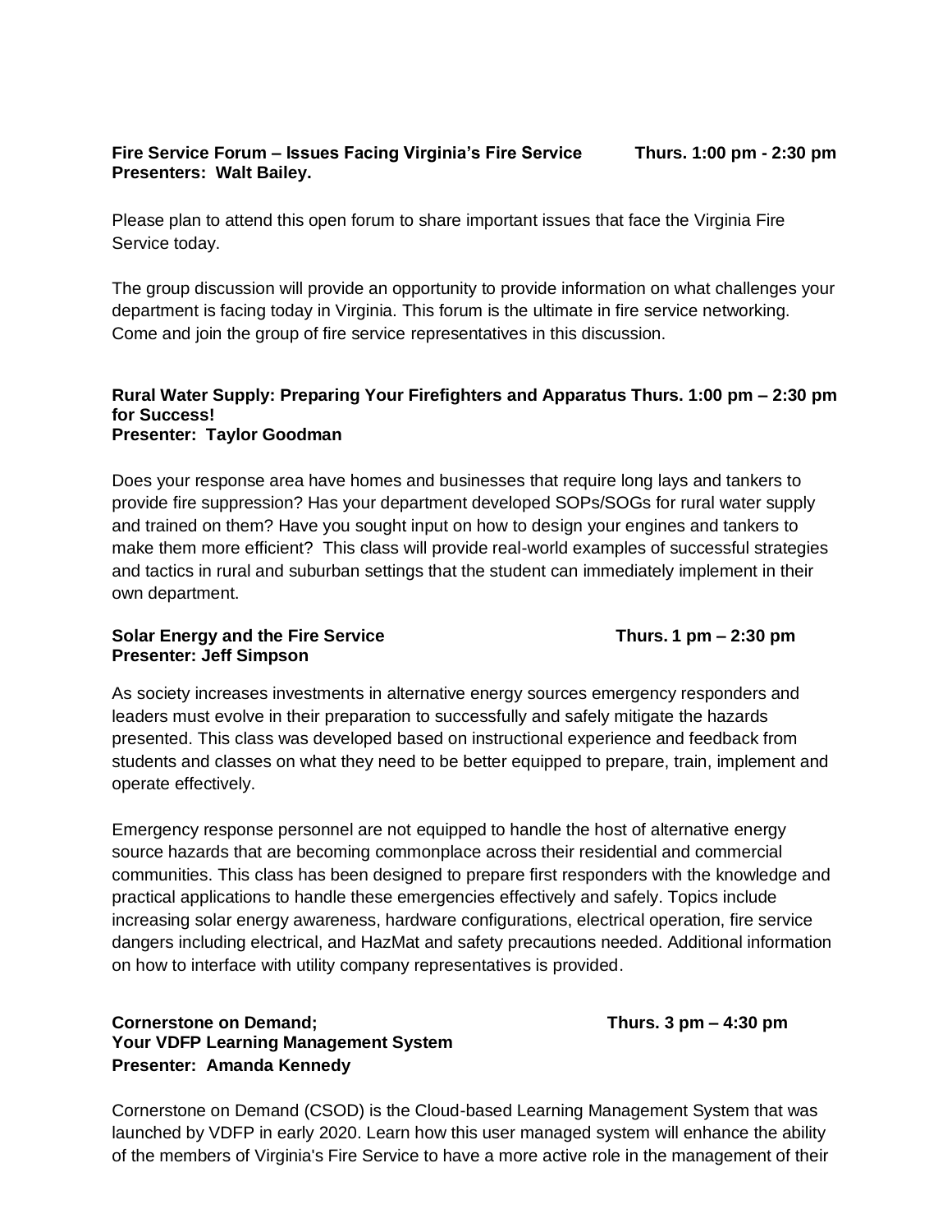**Fire Service Forum – Issues Facing Virginia's Fire Service Thurs. 1:00 pm - 2:30 pm**
**Presenters: Walt Bailey.**

Please plan to attend this open forum to share important issues that face the Virginia Fire Service today.

The group discussion will provide an opportunity to provide information on what challenges your department is facing today in Virginia. This forum is the ultimate in fire service networking. Come and join the group of fire service representatives in this discussion.

**Rural Water Supply: Preparing Your Firefighters and Apparatus Thurs. 1:00 pm – 2:30 pm for Success!**
**Presenter: Taylor Goodman**

Does your response area have homes and businesses that require long lays and tankers to provide fire suppression? Has your department developed SOPs/SOGs for rural water supply and trained on them? Have you sought input on how to design your engines and tankers to make them more efficient? This class will provide real-world examples of successful strategies and tactics in rural and suburban settings that the student can immediately implement in their own department.

**Solar Energy and the Fire Service Thurs. 1 pm – 2:30 pm**
**Presenter: Jeff Simpson**

As society increases investments in alternative energy sources emergency responders and leaders must evolve in their preparation to successfully and safely mitigate the hazards presented. This class was developed based on instructional experience and feedback from students and classes on what they need to be better equipped to prepare, train, implement and operate effectively.

Emergency response personnel are not equipped to handle the host of alternative energy source hazards that are becoming commonplace across their residential and commercial communities. This class has been designed to prepare first responders with the knowledge and practical applications to handle these emergencies effectively and safely. Topics include increasing solar energy awareness, hardware configurations, electrical operation, fire service dangers including electrical, and HazMat and safety precautions needed. Additional information on how to interface with utility company representatives is provided.

**Cornerstone on Demand; Thurs. 3 pm – 4:30 pm**
**Your VDFP Learning Management System**
**Presenter: Amanda Kennedy**

Cornerstone on Demand (CSOD) is the Cloud-based Learning Management System that was launched by VDFP in early 2020. Learn how this user managed system will enhance the ability of the members of Virginia's Fire Service to have a more active role in the management of their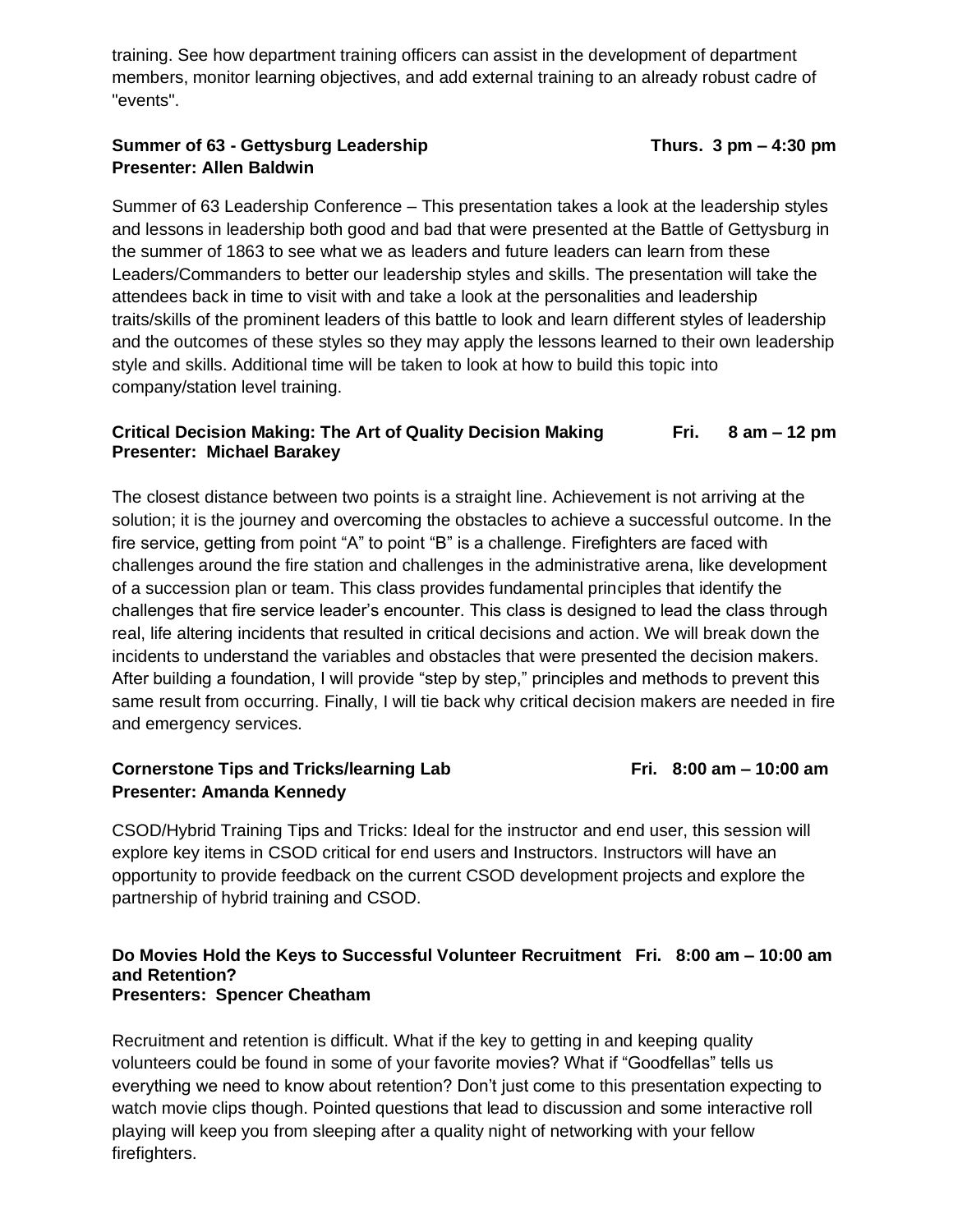training. See how department training officers can assist in the development of department members, monitor learning objectives, and add external training to an already robust cadre of "events".

**Summer of 63 - Gettysburg Leadership** **Thurs. 3 pm – 4:30 pm**
**Presenter: Allen Baldwin**

Summer of 63 Leadership Conference – This presentation takes a look at the leadership styles and lessons in leadership both good and bad that were presented at the Battle of Gettysburg in the summer of 1863 to see what we as leaders and future leaders can learn from these Leaders/Commanders to better our leadership styles and skills. The presentation will take the attendees back in time to visit with and take a look at the personalities and leadership traits/skills of the prominent leaders of this battle to look and learn different styles of leadership and the outcomes of these styles so they may apply the lessons learned to their own leadership style and skills. Additional time will be taken to look at how to build this topic into company/station level training.

**Critical Decision Making: The Art of Quality Decision Making** **Fri. 8 am – 12 pm**
**Presenter: Michael Barakey**

The closest distance between two points is a straight line. Achievement is not arriving at the solution; it is the journey and overcoming the obstacles to achieve a successful outcome. In the fire service, getting from point "A" to point "B" is a challenge. Firefighters are faced with challenges around the fire station and challenges in the administrative arena, like development of a succession plan or team. This class provides fundamental principles that identify the challenges that fire service leader's encounter. This class is designed to lead the class through real, life altering incidents that resulted in critical decisions and action. We will break down the incidents to understand the variables and obstacles that were presented the decision makers. After building a foundation, I will provide "step by step," principles and methods to prevent this same result from occurring. Finally, I will tie back why critical decision makers are needed in fire and emergency services.

**Cornerstone Tips and Tricks/learning Lab** **Fri. 8:00 am – 10:00 am**
**Presenter: Amanda Kennedy**

CSOD/Hybrid Training Tips and Tricks: Ideal for the instructor and end user, this session will explore key items in CSOD critical for end users and Instructors. Instructors will have an opportunity to provide feedback on the current CSOD development projects and explore the partnership of hybrid training and CSOD.

**Do Movies Hold the Keys to Successful Volunteer Recruitment and Retention?** **Fri. 8:00 am – 10:00 am**
**Presenters: Spencer Cheatham**

Recruitment and retention is difficult. What if the key to getting in and keeping quality volunteers could be found in some of your favorite movies? What if "Goodfellas" tells us everything we need to know about retention? Don't just come to this presentation expecting to watch movie clips though. Pointed questions that lead to discussion and some interactive roll playing will keep you from sleeping after a quality night of networking with your fellow firefighters.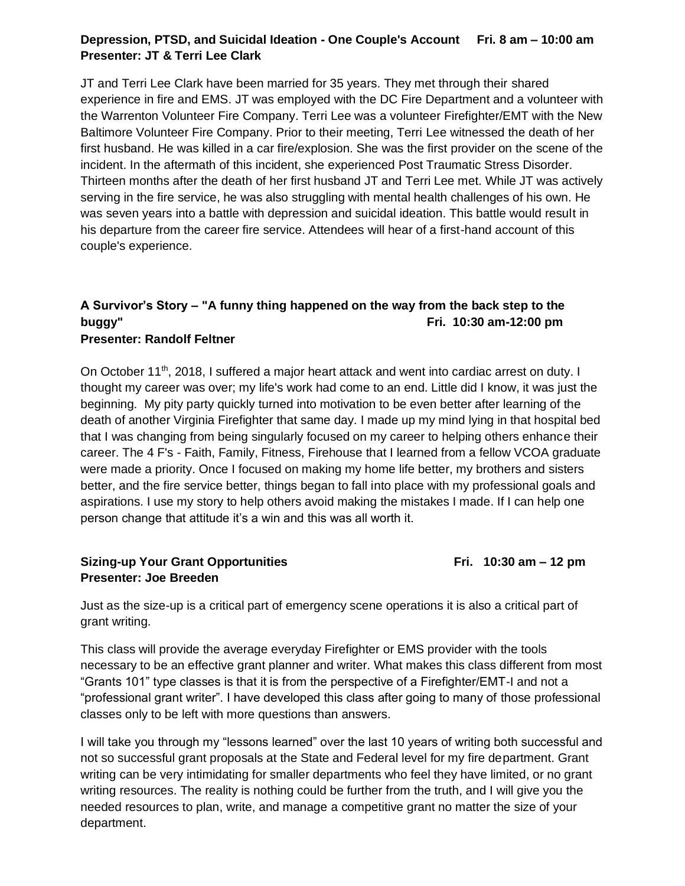**Depression, PTSD, and Suicidal Ideation - One Couple's Account     Fri. 8 am – 10:00 am**
**Presenter: JT & Terri Lee Clark**

JT and Terri Lee Clark have been married for 35 years. They met through their shared experience in fire and EMS. JT was employed with the DC Fire Department and a volunteer with the Warrenton Volunteer Fire Company. Terri Lee was a volunteer Firefighter/EMT with the New Baltimore Volunteer Fire Company. Prior to their meeting, Terri Lee witnessed the death of her first husband. He was killed in a car fire/explosion. She was the first provider on the scene of the incident. In the aftermath of this incident, she experienced Post Traumatic Stress Disorder. Thirteen months after the death of her first husband JT and Terri Lee met. While JT was actively serving in the fire service, he was also struggling with mental health challenges of his own. He was seven years into a battle with depression and suicidal ideation. This battle would result in his departure from the career fire service. Attendees will hear of a first-hand account of this couple's experience.

**A Survivor's Story – "A funny thing happened on the way from the back step to the buggy"     Fri. 10:30 am-12:00 pm**
**Presenter: Randolf Feltner**

On October 11th, 2018, I suffered a major heart attack and went into cardiac arrest on duty. I thought my career was over; my life's work had come to an end. Little did I know, it was just the beginning. My pity party quickly turned into motivation to be even better after learning of the death of another Virginia Firefighter that same day. I made up my mind lying in that hospital bed that I was changing from being singularly focused on my career to helping others enhance their career. The 4 F's - Faith, Family, Fitness, Firehouse that I learned from a fellow VCOA graduate were made a priority. Once I focused on making my home life better, my brothers and sisters better, and the fire service better, things began to fall into place with my professional goals and aspirations. I use my story to help others avoid making the mistakes I made. If I can help one person change that attitude it's a win and this was all worth it.

**Sizing-up Your Grant Opportunities     Fri. 10:30 am – 12 pm**
**Presenter: Joe Breeden**

Just as the size-up is a critical part of emergency scene operations it is also a critical part of grant writing.

This class will provide the average everyday Firefighter or EMS provider with the tools necessary to be an effective grant planner and writer. What makes this class different from most "Grants 101" type classes is that it is from the perspective of a Firefighter/EMT-I and not a "professional grant writer". I have developed this class after going to many of those professional classes only to be left with more questions than answers.

I will take you through my "lessons learned" over the last 10 years of writing both successful and not so successful grant proposals at the State and Federal level for my fire department. Grant writing can be very intimidating for smaller departments who feel they have limited, or no grant writing resources. The reality is nothing could be further from the truth, and I will give you the needed resources to plan, write, and manage a competitive grant no matter the size of your department.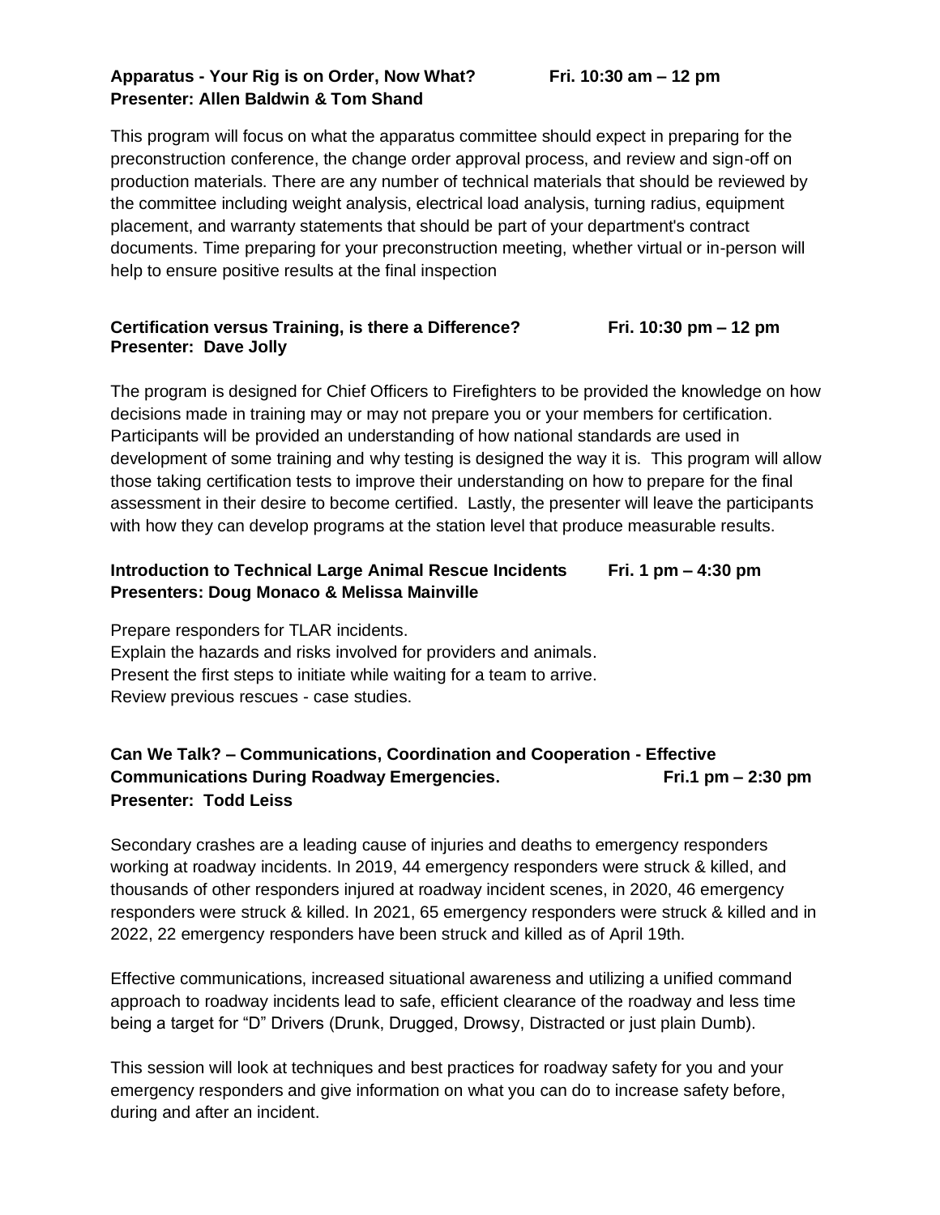**Apparatus - Your Rig is on Order, Now What?** **Fri. 10:30 am – 12 pm**
**Presenter: Allen Baldwin & Tom Shand**

This program will focus on what the apparatus committee should expect in preparing for the preconstruction conference, the change order approval process, and review and sign-off on production materials. There are any number of technical materials that should be reviewed by the committee including weight analysis, electrical load analysis, turning radius, equipment placement, and warranty statements that should be part of your department's contract documents. Time preparing for your preconstruction meeting, whether virtual or in-person will help to ensure positive results at the final inspection

**Certification versus Training, is there a Difference?** **Fri. 10:30 pm – 12 pm**
**Presenter: Dave Jolly**

The program is designed for Chief Officers to Firefighters to be provided the knowledge on how decisions made in training may or may not prepare you or your members for certification. Participants will be provided an understanding of how national standards are used in development of some training and why testing is designed the way it is. This program will allow those taking certification tests to improve their understanding on how to prepare for the final assessment in their desire to become certified. Lastly, the presenter will leave the participants with how they can develop programs at the station level that produce measurable results.

**Introduction to Technical Large Animal Rescue Incidents** **Fri. 1 pm – 4:30 pm**
**Presenters: Doug Monaco & Melissa Mainville**

Prepare responders for TLAR incidents.
Explain the hazards and risks involved for providers and animals.
Present the first steps to initiate while waiting for a team to arrive.
Review previous rescues - case studies.

**Can We Talk? – Communications, Coordination and Cooperation - Effective Communications During Roadway Emergencies.** **Fri.1 pm – 2:30 pm**
**Presenter: Todd Leiss**

Secondary crashes are a leading cause of injuries and deaths to emergency responders working at roadway incidents. In 2019, 44 emergency responders were struck & killed, and thousands of other responders injured at roadway incident scenes, in 2020, 46 emergency responders were struck & killed. In 2021, 65 emergency responders were struck & killed and in 2022, 22 emergency responders have been struck and killed as of April 19th.

Effective communications, increased situational awareness and utilizing a unified command approach to roadway incidents lead to safe, efficient clearance of the roadway and less time being a target for "D" Drivers (Drunk, Drugged, Drowsy, Distracted or just plain Dumb).

This session will look at techniques and best practices for roadway safety for you and your emergency responders and give information on what you can do to increase safety before, during and after an incident.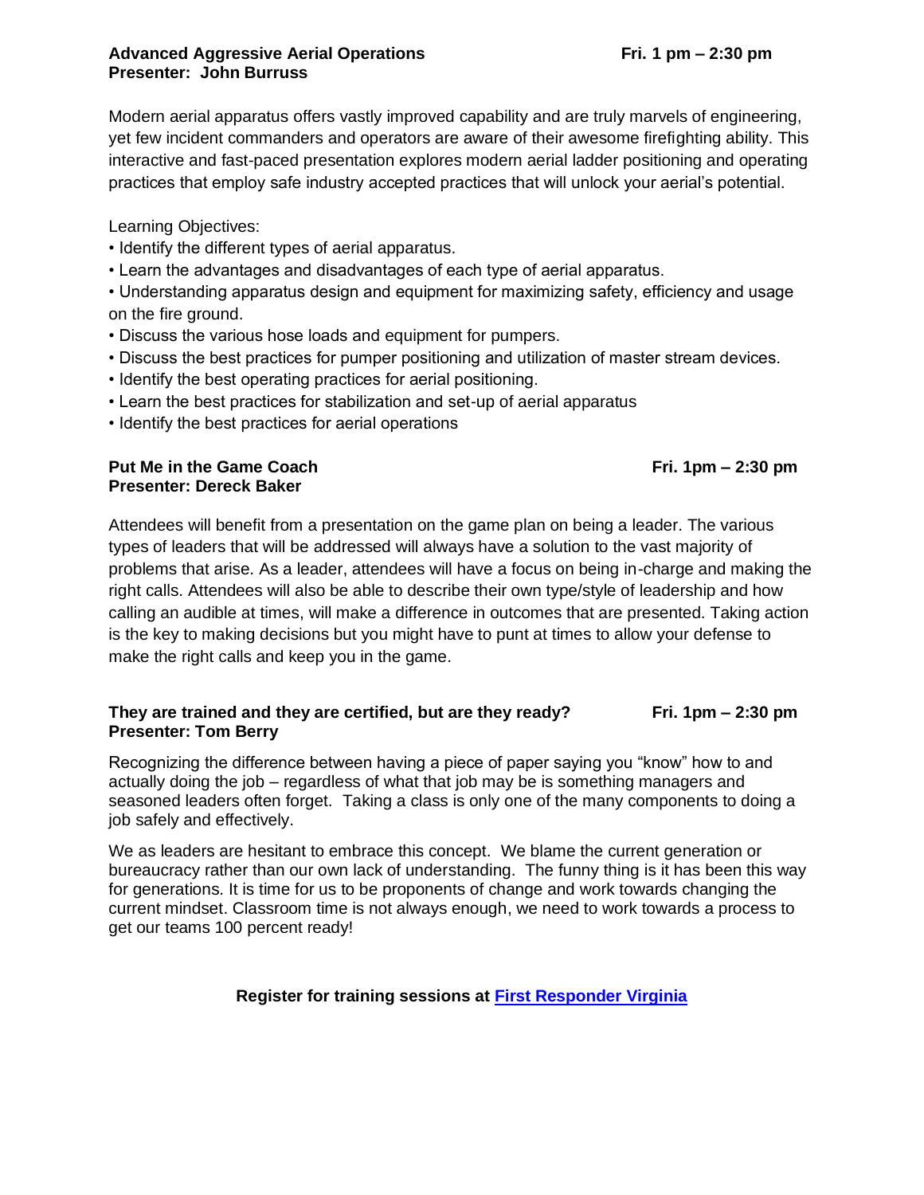**Advanced Aggressive Aerial Operations** **Fri. 1 pm – 2:30 pm**
**Presenter: John Burruss**

Modern aerial apparatus offers vastly improved capability and are truly marvels of engineering, yet few incident commanders and operators are aware of their awesome firefighting ability. This interactive and fast-paced presentation explores modern aerial ladder positioning and operating practices that employ safe industry accepted practices that will unlock your aerial's potential.

Learning Objectives:

- Identify the different types of aerial apparatus.
- Learn the advantages and disadvantages of each type of aerial apparatus.
- Understanding apparatus design and equipment for maximizing safety, efficiency and usage on the fire ground.
- Discuss the various hose loads and equipment for pumpers.
- Discuss the best practices for pumper positioning and utilization of master stream devices.
- Identify the best operating practices for aerial positioning.
- Learn the best practices for stabilization and set-up of aerial apparatus
- Identify the best practices for aerial operations

**Put Me in the Game Coach** **Fri. 1pm – 2:30 pm**
**Presenter: Dereck Baker**

Attendees will benefit from a presentation on the game plan on being a leader. The various types of leaders that will be addressed will always have a solution to the vast majority of problems that arise. As a leader, attendees will have a focus on being in-charge and making the right calls. Attendees will also be able to describe their own type/style of leadership and how calling an audible at times, will make a difference in outcomes that are presented. Taking action is the key to making decisions but you might have to punt at times to allow your defense to make the right calls and keep you in the game.

**They are trained and they are certified, but are they ready?** **Fri. 1pm – 2:30 pm**
**Presenter: Tom Berry**

Recognizing the difference between having a piece of paper saying you "know" how to and actually doing the job – regardless of what that job may be is something managers and seasoned leaders often forget. Taking a class is only one of the many components to doing a job safely and effectively.

We as leaders are hesitant to embrace this concept. We blame the current generation or bureaucracy rather than our own lack of understanding. The funny thing is it has been this way for generations. It is time for us to be proponents of change and work towards changing the current mindset. Classroom time is not always enough, we need to work towards a process to get our teams 100 percent ready!

**Register for training sessions at First Responder Virginia**